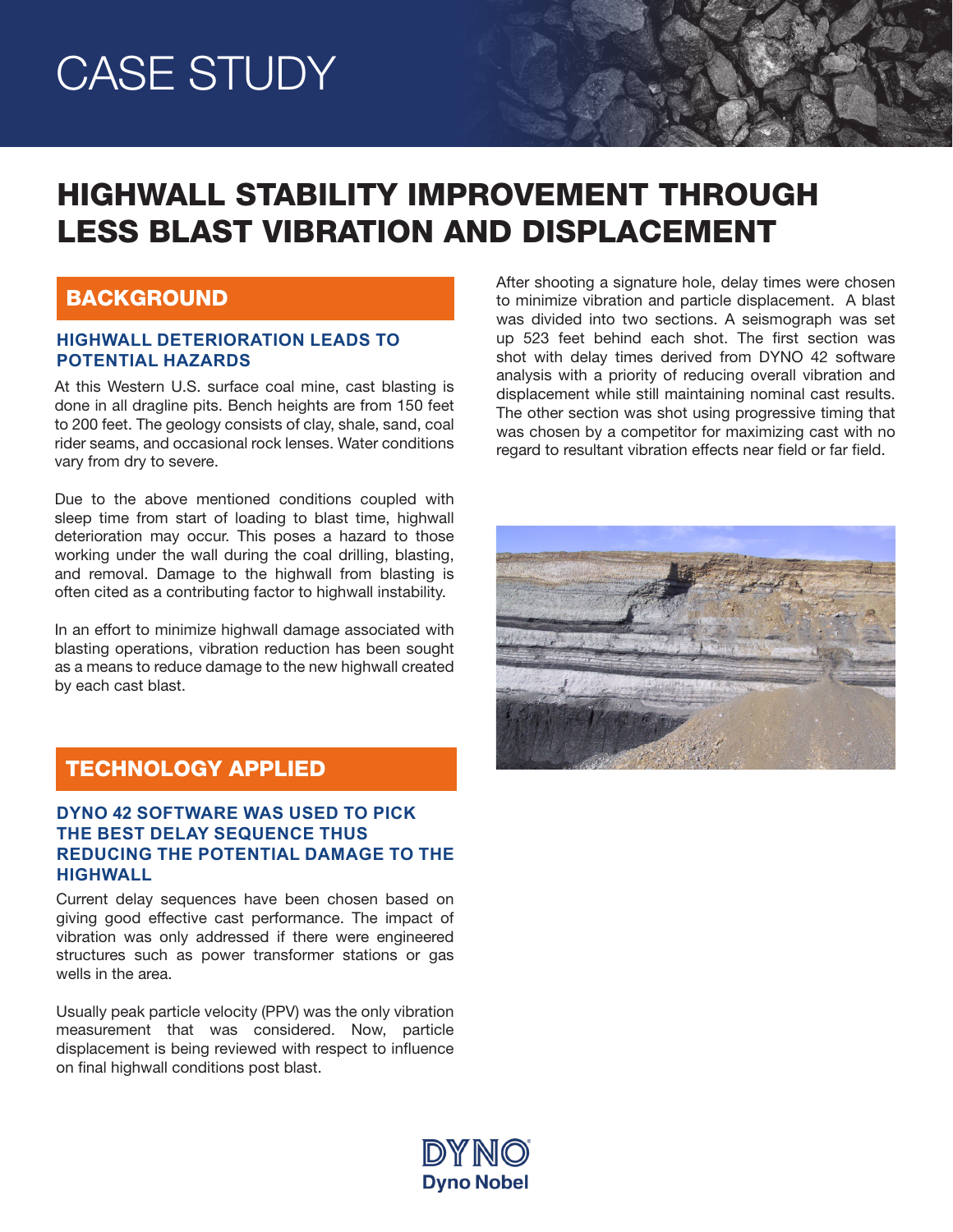# CASE STUDY

# HIGHWALL STABILITY IMPROVEMENT THROUGH LESS BLAST VIBRATION AND DISPLACEMENT

## BACKGROUND

### HIGHWALL DETERIORATION LEADS TO POTENTIAL HAZARDS

At this Western U.S. surface coal mine, cast blasting is done in all dragline pits. Bench heights are from 150 feet to 200 feet. The geology consists of clay, shale, sand, coal rider seams, and occasional rock lenses. Water conditions vary from dry to severe.

Due to the above mentioned conditions coupled with sleep time from start of loading to blast time, highwall deterioration may occur. This poses a hazard to those working under the wall during the coal drilling, blasting, and removal. Damage to the highwall from blasting is often cited as a contributing factor to highwall instability.

In an effort to minimize highwall damage associated with blasting operations, vibration reduction has been sought as a means to reduce damage to the new highwall created by each cast blast.

## TECHNOLOGY APPLIED

### DYNO 42 SOFTWARE WAS USED TO PICK THE BEST DELAY SEQUENCE THUS REDUCING THE POTENTIAL DAMAGE TO THE HIGHWALL

Current delay sequences have been chosen based on giving good effective cast performance. The impact of vibration was only addressed if there were engineered structures such as power transformer stations or gas wells in the area.

Usually peak particle velocity (PPV) was the only vibration measurement that was considered. Now, particle displacement is being reviewed with respect to influence on final highwall conditions post blast.

After shooting a signature hole, delay times were chosen to minimize vibration and particle displacement. A blast was divided into two sections. A seismograph was set up 523 feet behind each shot. The first section was shot with delay times derived from DYNO 42 software analysis with a priority of reducing overall vibration and displacement while still maintaining nominal cast results. The other section was shot using progressive timing that was chosen by a competitor for maximizing cast with no regard to resultant vibration effects near field or far field.

DYNO
Dyno Nobel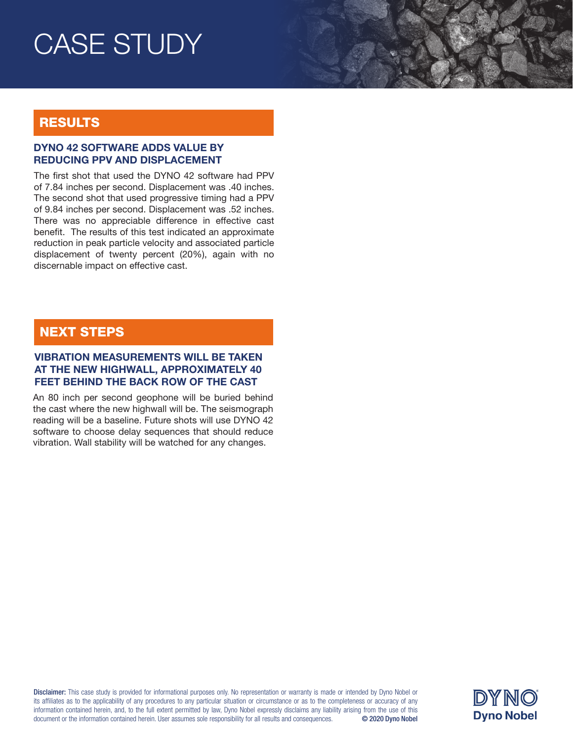# CASE STUDY

## RESULTS

### DYNO 42 SOFTWARE ADDS VALUE BY REDUCING PPV AND DISPLACEMENT

The first shot that used the DYNO 42 software had PPV of 7.84 inches per second. Displacement was .40 inches. The second shot that used progressive timing had a PPV of 9.84 inches per second. Displacement was .52 inches. There was no appreciable difference in effective cast benefit. The results of this test indicated an approximate reduction in peak particle velocity and associated particle displacement of twenty percent (20%), again with no discernable impact on effective cast.

## NEXT STEPS

### VIBRATION MEASUREMENTS WILL BE TAKEN AT THE NEW HIGHWALL, APPROXIMATELY 40 FEET BEHIND THE BACK ROW OF THE CAST

An 80 inch per second geophone will be buried behind the cast where the new highwall will be. The seismograph reading will be a baseline. Future shots will use DYNO 42 software to choose delay sequences that should reduce vibration. Wall stability will be watched for any changes.

**Disclaimer:** This case study is provided for informational purposes only. No representation or warranty is made or intended by Dyno Nobel or its affiliates as to the applicability of any procedures to any particular situation or circumstance or as to the completeness or accuracy of any information contained herein, and, to the full extent permitted by law, Dyno Nobel expressly disclaims any liability arising from the use of this document or the information contained herein. User assumes sole responsibility for all results and consequences. **© 2020 Dyno Nobel**

DYNO
Dyno Nobel